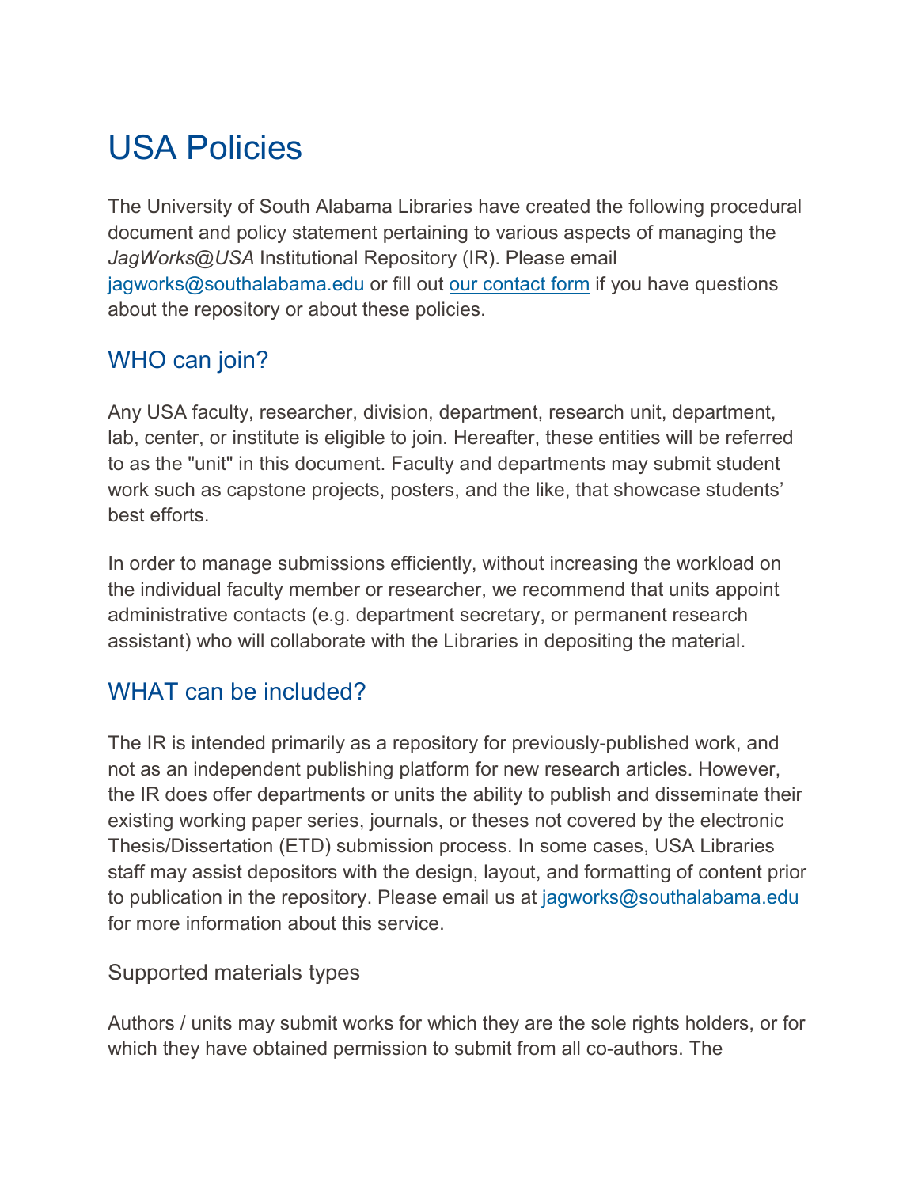# USA Policies

The University of South Alabama Libraries have created the following procedural document and policy statement pertaining to various aspects of managing the *JagWorks@USA* Institutional Repository (IR). Please email jagworks@southalabama.edu or fill out [our contact form](#) if you have questions about the repository or about these policies.

## WHO can join?

Any USA faculty, researcher, division, department, research unit, department, lab, center, or institute is eligible to join. Hereafter, these entities will be referred to as the "unit" in this document. Faculty and departments may submit student work such as capstone projects, posters, and the like, that showcase students' best efforts.

In order to manage submissions efficiently, without increasing the workload on the individual faculty member or researcher, we recommend that units appoint administrative contacts (e.g. department secretary, or permanent research assistant) who will collaborate with the Libraries in depositing the material.

## WHAT can be included?

The IR is intended primarily as a repository for previously-published work, and not as an independent publishing platform for new research articles. However, the IR does offer departments or units the ability to publish and disseminate their existing working paper series, journals, or theses not covered by the electronic Thesis/Dissertation (ETD) submission process. In some cases, USA Libraries staff may assist depositors with the design, layout, and formatting of content prior to publication in the repository. Please email us at jagworks@southalabama.edu for more information about this service.

### Supported materials types

Authors / units may submit works for which they are the sole rights holders, or for which they have obtained permission to submit from all co-authors. The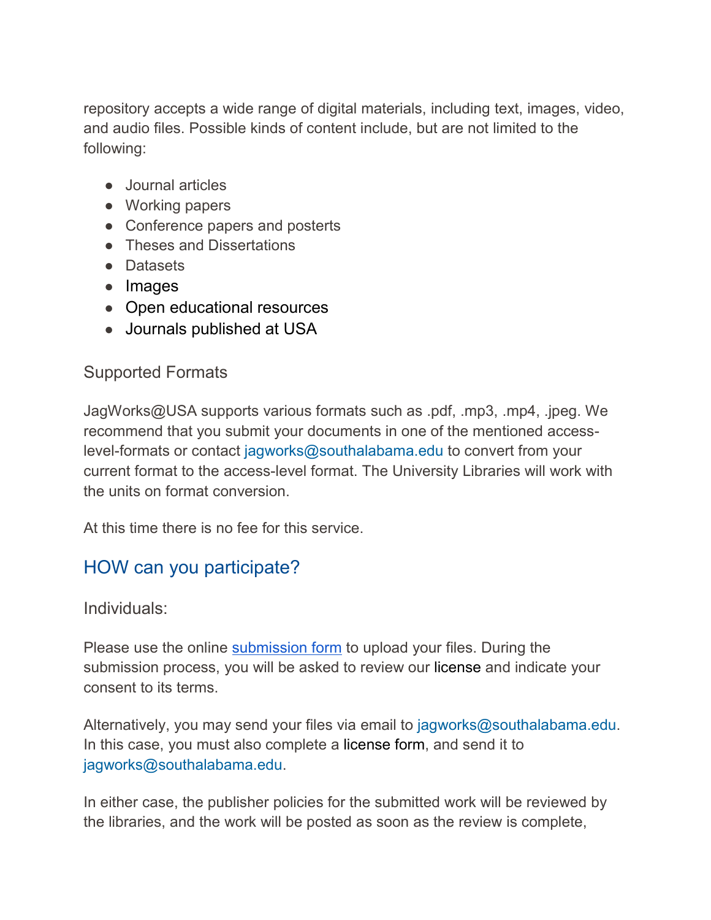repository accepts a wide range of digital materials, including text, images, video, and audio files. Possible kinds of content include, but are not limited to the following:

- Journal articles
- Working papers
- Conference papers and posterts
- Theses and Dissertations
- Datasets
- Images
- Open educational resources
- Journals published at USA

### Supported Formats

JagWorks@USA supports various formats such as .pdf, .mp3, .mp4, .jpeg. We recommend that you submit your documents in one of the mentioned access-level-formats or contact jagworks@southalabama.edu to convert from your current format to the access-level format. The University Libraries will work with the units on format conversion.

At this time there is no fee for this service.

## HOW can you participate?

### Individuals:

Please use the online submission form to upload your files. During the submission process, you will be asked to review our license and indicate your consent to its terms.

Alternatively, you may send your files via email to jagworks@southalabama.edu. In this case, you must also complete a license form, and send it to jagworks@southalabama.edu.

In either case, the publisher policies for the submitted work will be reviewed by the libraries, and the work will be posted as soon as the review is complete,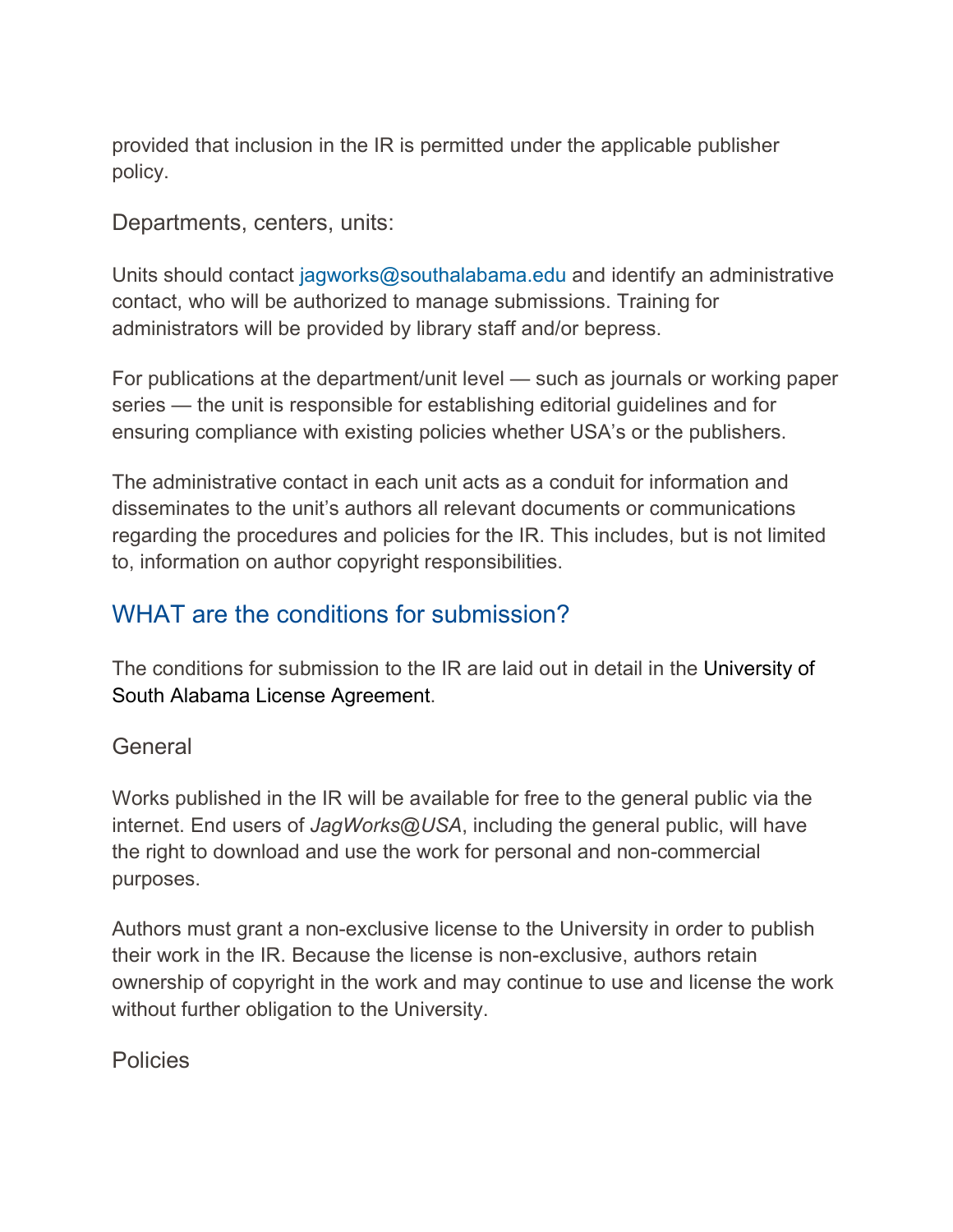provided that inclusion in the IR is permitted under the applicable publisher policy.

### Departments, centers, units:

Units should contact jagworks@southalabama.edu and identify an administrative contact, who will be authorized to manage submissions. Training for administrators will be provided by library staff and/or bepress.

For publications at the department/unit level — such as journals or working paper series — the unit is responsible for establishing editorial guidelines and for ensuring compliance with existing policies whether USA's or the publishers.

The administrative contact in each unit acts as a conduit for information and disseminates to the unit's authors all relevant documents or communications regarding the procedures and policies for the IR. This includes, but is not limited to, information on author copyright responsibilities.

## WHAT are the conditions for submission?

The conditions for submission to the IR are laid out in detail in the University of South Alabama License Agreement.

### General

Works published in the IR will be available for free to the general public via the internet. End users of *JagWorks@USA*, including the general public, will have the right to download and use the work for personal and non-commercial purposes.

Authors must grant a non-exclusive license to the University in order to publish their work in the IR. Because the license is non-exclusive, authors retain ownership of copyright in the work and may continue to use and license the work without further obligation to the University.

### Policies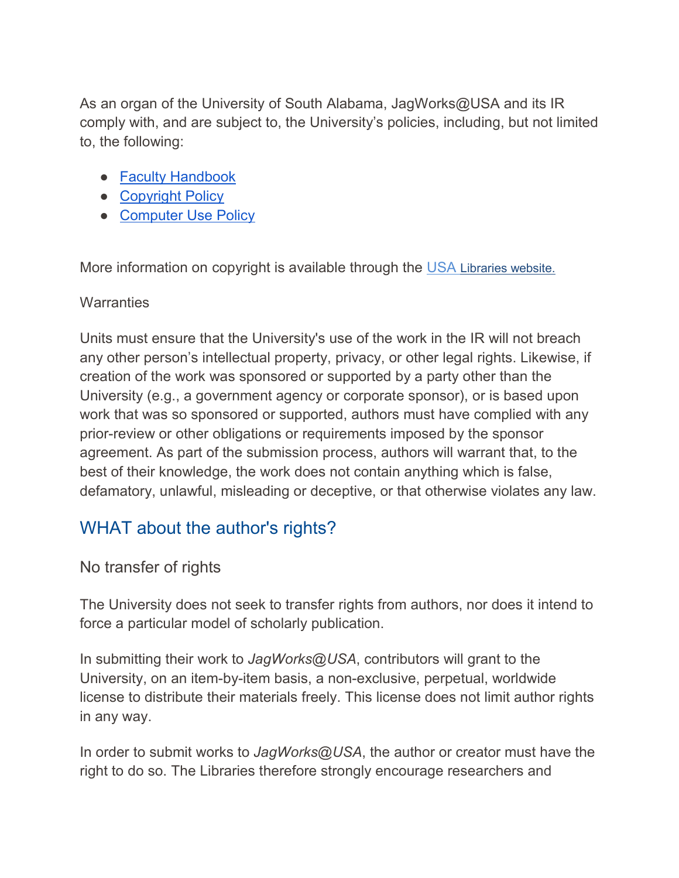As an organ of the University of South Alabama, JagWorks@USA and its IR comply with, and are subject to, the University's policies, including, but not limited to, the following:

- Faculty Handbook
- Copyright Policy
- Computer Use Policy

More information on copyright is available through the USA Libraries website.

Warranties

Units must ensure that the University's use of the work in the IR will not breach any other person's intellectual property, privacy, or other legal rights. Likewise, if creation of the work was sponsored or supported by a party other than the University (e.g., a government agency or corporate sponsor), or is based upon work that was so sponsored or supported, authors must have complied with any prior-review or other obligations or requirements imposed by the sponsor agreement. As part of the submission process, authors will warrant that, to the best of their knowledge, the work does not contain anything which is false, defamatory, unlawful, misleading or deceptive, or that otherwise violates any law.

## WHAT about the author's rights?

### No transfer of rights

The University does not seek to transfer rights from authors, nor does it intend to force a particular model of scholarly publication.

In submitting their work to *JagWorks@USA*, contributors will grant to the University, on an item-by-item basis, a non-exclusive, perpetual, worldwide license to distribute their materials freely. This license does not limit author rights in any way.

In order to submit works to *JagWorks@USA*, the author or creator must have the right to do so. The Libraries therefore strongly encourage researchers and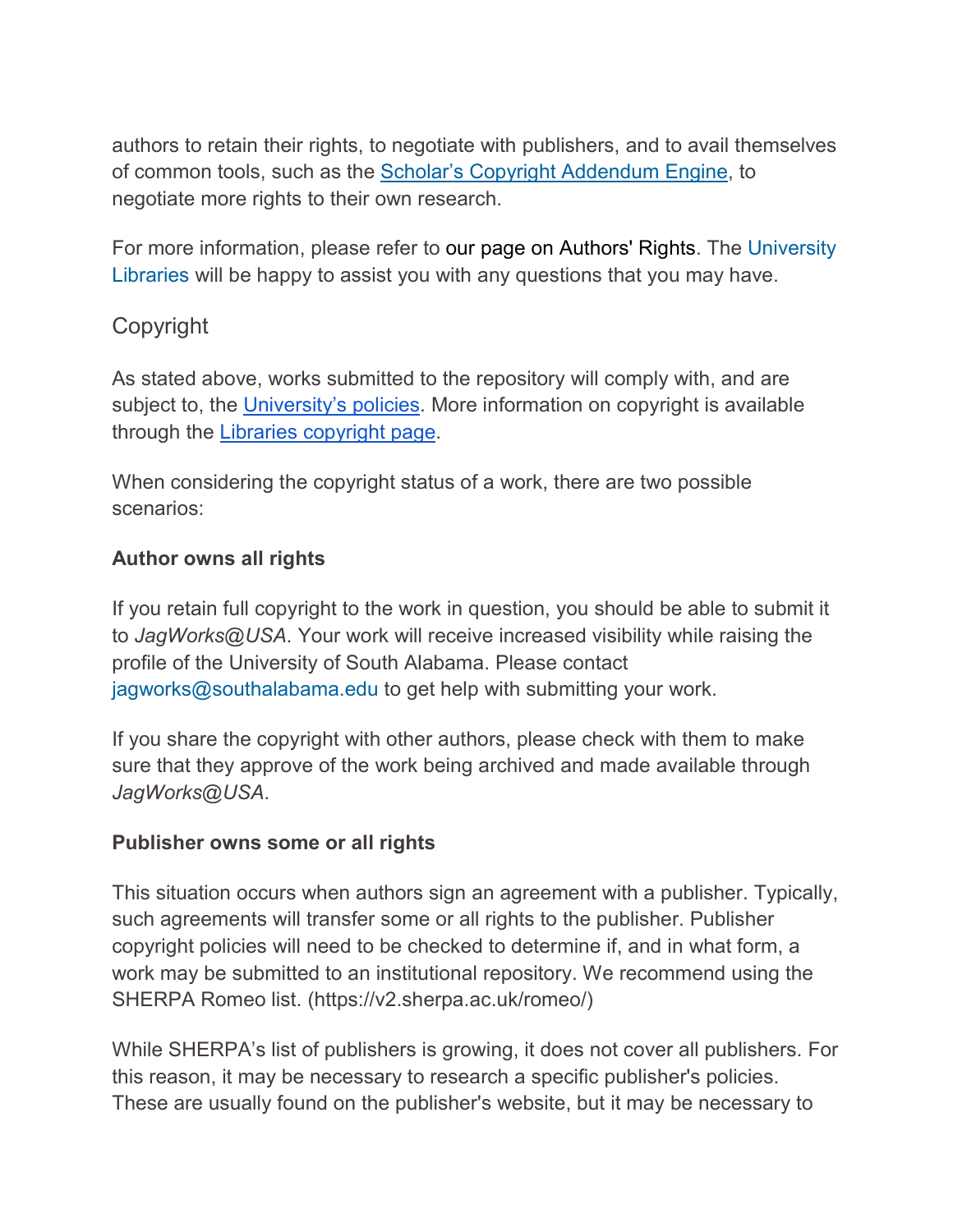authors to retain their rights, to negotiate with publishers, and to avail themselves of common tools, such as the Scholar's Copyright Addendum Engine, to negotiate more rights to their own research.

For more information, please refer to our page on Authors' Rights. The University Libraries will be happy to assist you with any questions that you may have.

## Copyright

As stated above, works submitted to the repository will comply with, and are subject to, the University's policies. More information on copyright is available through the Libraries copyright page.

When considering the copyright status of a work, there are two possible scenarios:

**Author owns all rights**

If you retain full copyright to the work in question, you should be able to submit it to *JagWorks@USA*. Your work will receive increased visibility while raising the profile of the University of South Alabama. Please contact jagworks@southalabama.edu to get help with submitting your work.

If you share the copyright with other authors, please check with them to make sure that they approve of the work being archived and made available through *JagWorks@USA*.

**Publisher owns some or all rights**

This situation occurs when authors sign an agreement with a publisher. Typically, such agreements will transfer some or all rights to the publisher. Publisher copyright policies will need to be checked to determine if, and in what form, a work may be submitted to an institutional repository. We recommend using the SHERPA Romeo list. (https://v2.sherpa.ac.uk/romeo/)

While SHERPA's list of publishers is growing, it does not cover all publishers. For this reason, it may be necessary to research a specific publisher's policies. These are usually found on the publisher's website, but it may be necessary to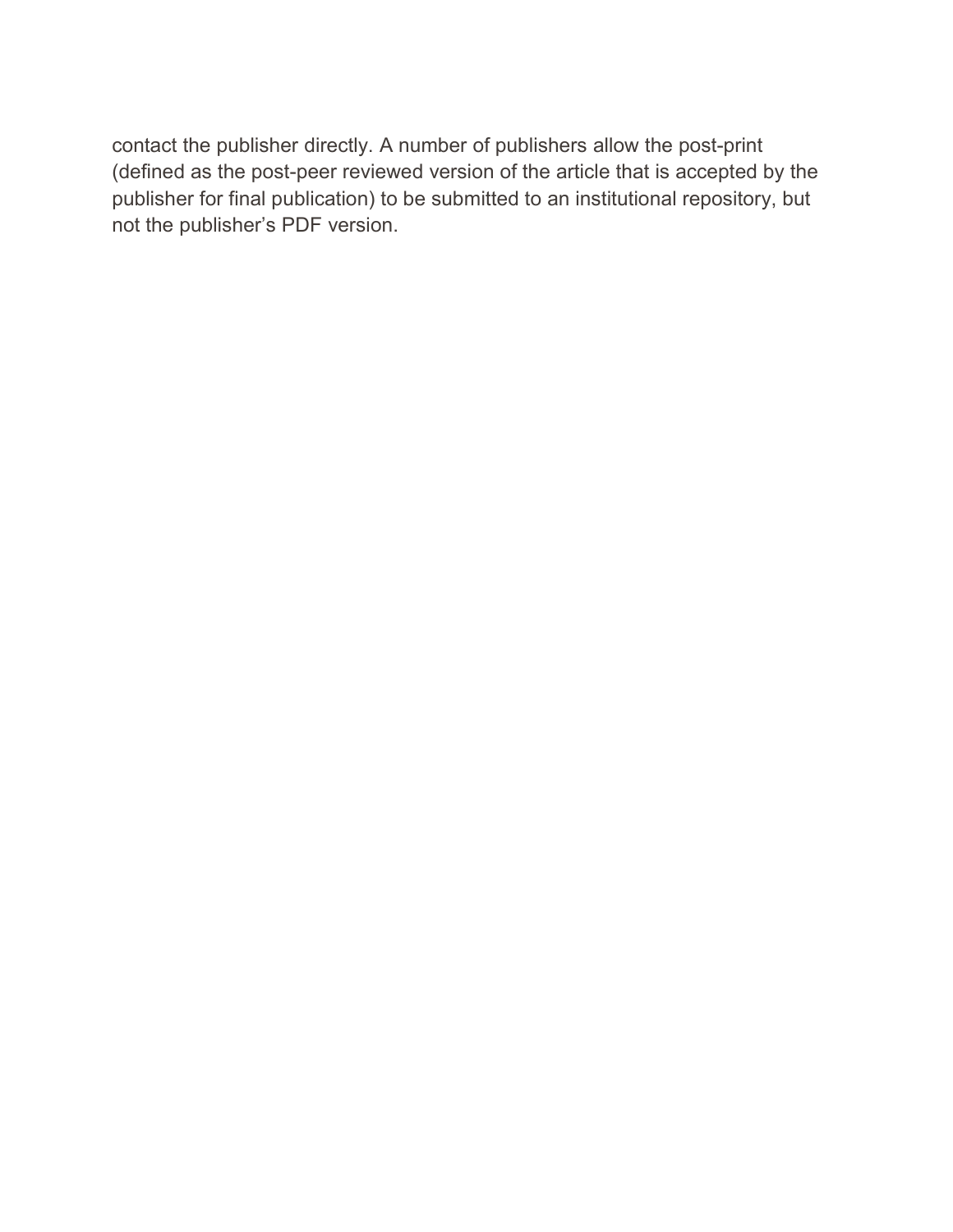contact the publisher directly. A number of publishers allow the post-print (defined as the post-peer reviewed version of the article that is accepted by the publisher for final publication) to be submitted to an institutional repository, but not the publisher's PDF version.